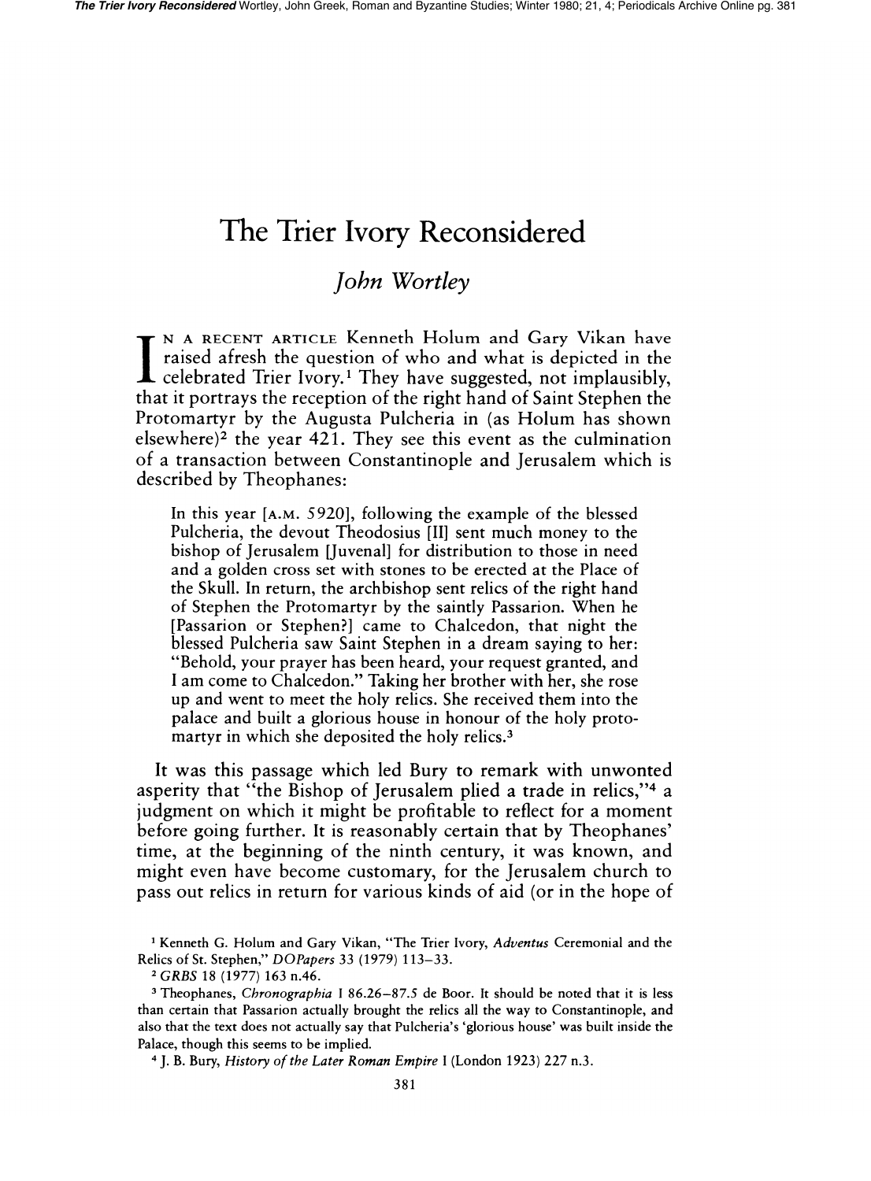# The Trier Ivory Reconsidered

## *John Wortley*

IN A RECENT ARTICLE Kenneth Holum and Gary Vikan have raised afresh the question of who and what is depicted in the celebrated Trier Ivory.[1] They have suggested, not implausibly, that it portrays the reception of the right hand of Saint Stephen the Protomartyr by the Augusta Pulcheria in (as Holum has shown elsewhere)[2] the year 421. They see this event as the culmination of a transaction between Constantinople and Jerusalem which is described by Theophanes:

> In this year [A.M. 5920], following the example of the blessed Pulcheria, the devout Theodosius [II] sent much money to the bishop of Jerusalem [Juvenal] for distribution to those in need and a golden cross set with stones to be erected at the Place of the Skull. In return, the archbishop sent relics of the right hand of Stephen the Protomartyr by the saintly Passarion. When he [Passarion or Stephen?] came to Chalcedon, that night the blessed Pulcheria saw Saint Stephen in a dream saying to her: "Behold, your prayer has been heard, your request granted, and I am come to Chalcedon." Taking her brother with her, she rose up and went to meet the holy relics. She received them into the palace and built a glorious house in honour of the holy protomartyr in which she deposited the holy relics.[3]

It was this passage which led Bury to remark with unwonted asperity that "the Bishop of Jerusalem plied a trade in relics,"[4] a judgment on which it might be profitable to reflect for a moment before going further. It is reasonably certain that by Theophanes' time, at the beginning of the ninth century, it was known, and might even have become customary, for the Jerusalem church to pass out relics in return for various kinds of aid (or in the hope of

---

[1] Kenneth G. Holum and Gary Vikan, "The Trier Ivory, *Adventus* Ceremonial and the Relics of St. Stephen," *DOPapers* 33 (1979) 113–33.

[2] *GRBS* 18 (1977) 163 n.46.

[3] Theophanes, *Chronographia* I 86.26–87.5 de Boor. It should be noted that it is less than certain that Passarion actually brought the relics all the way to Constantinople, and also that the text does not actually say that Pulcheria's 'glorious house' was built inside the Palace, though this seems to be implied.

[4] J. B. Bury, *History of the Later Roman Empire* I (London 1923) 227 n.3.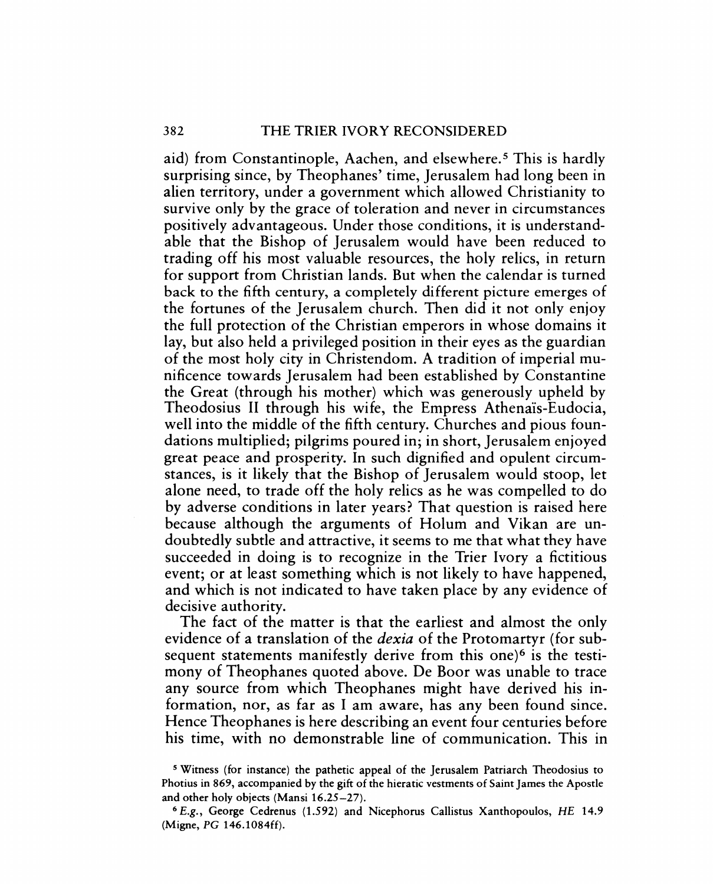aid) from Constantinople, Aachen, and elsewhere.[5] This is hardly surprising since, by Theophanes' time, Jerusalem had long been in alien territory, under a government which allowed Christianity to survive only by the grace of toleration and never in circumstances positively advantageous. Under those conditions, it is understandable that the Bishop of Jerusalem would have been reduced to trading off his most valuable resources, the holy relics, in return for support from Christian lands. But when the calendar is turned back to the fifth century, a completely different picture emerges of the fortunes of the Jerusalem church. Then did it not only enjoy the full protection of the Christian emperors in whose domains it lay, but also held a privileged position in their eyes as the guardian of the most holy city in Christendom. A tradition of imperial munificence towards Jerusalem had been established by Constantine the Great (through his mother) which was generously upheld by Theodosius II through his wife, the Empress Athenaïs-Eudocia, well into the middle of the fifth century. Churches and pious foundations multiplied; pilgrims poured in; in short, Jerusalem enjoyed great peace and prosperity. In such dignified and opulent circumstances, is it likely that the Bishop of Jerusalem would stoop, let alone need, to trade off the holy relics as he was compelled to do by adverse conditions in later years? That question is raised here because although the arguments of Holum and Vikan are undoubtedly subtle and attractive, it seems to me that what they have succeeded in doing is to recognize in the Trier Ivory a fictitious event; or at least something which is not likely to have happened, and which is not indicated to have taken place by any evidence of decisive authority.

The fact of the matter is that the earliest and almost the only evidence of a translation of the *dexia* of the Protomartyr (for subsequent statements manifestly derive from this one)[6] is the testimony of Theophanes quoted above. De Boor was unable to trace any source from which Theophanes might have derived his information, nor, as far as I am aware, has any been found since. Hence Theophanes is here describing an event four centuries before his time, with no demonstrable line of communication. This in

[5] Witness (for instance) the pathetic appeal of the Jerusalem Patriarch Theodosius to Photius in 869, accompanied by the gift of the hieratic vestments of Saint James the Apostle and other holy objects (Mansi 16.25–27).

[6] *E.g.*, George Cedrenus (1.592) and Nicephorus Callistus Xanthopoulos, *HE* 14.9 (Migne, *PG* 146.1084ff).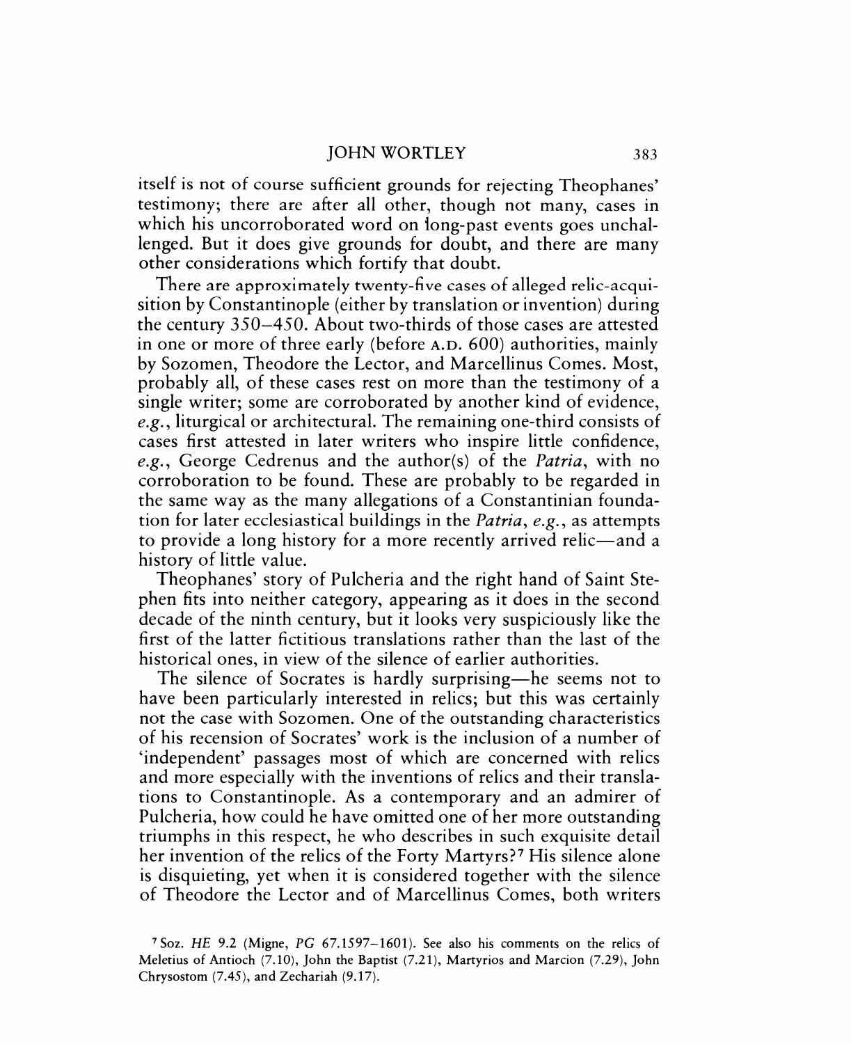itself is not of course sufficient grounds for rejecting Theophanes' testimony; there are after all other, though not many, cases in which his uncorroborated word on long-past events goes unchallenged. But it does give grounds for doubt, and there are many other considerations which fortify that doubt.

There are approximately twenty-five cases of alleged relic-acquisition by Constantinople (either by translation or invention) during the century 350–450. About two-thirds of those cases are attested in one or more of three early (before A.D. 600) authorities, mainly by Sozomen, Theodore the Lector, and Marcellinus Comes. Most, probably all, of these cases rest on more than the testimony of a single writer; some are corroborated by another kind of evidence, *e.g.*, liturgical or architectural. The remaining one-third consists of cases first attested in later writers who inspire little confidence, *e.g.*, George Cedrenus and the author(s) of the *Patria*, with no corroboration to be found. These are probably to be regarded in the same way as the many allegations of a Constantinian foundation for later ecclesiastical buildings in the *Patria*, *e.g.*, as attempts to provide a long history for a more recently arrived relic—and a history of little value.

Theophanes' story of Pulcheria and the right hand of Saint Stephen fits into neither category, appearing as it does in the second decade of the ninth century, but it looks very suspiciously like the first of the latter fictitious translations rather than the last of the historical ones, in view of the silence of earlier authorities.

The silence of Socrates is hardly surprising—he seems not to have been particularly interested in relics; but this was certainly not the case with Sozomen. One of the outstanding characteristics of his recension of Socrates' work is the inclusion of a number of 'independent' passages most of which are concerned with relics and more especially with the inventions of relics and their translations to Constantinople. As a contemporary and an admirer of Pulcheria, how could he have omitted one of her more outstanding triumphs in this respect, he who describes in such exquisite detail her invention of the relics of the Forty Martyrs?[7] His silence alone is disquieting, yet when it is considered together with the silence of Theodore the Lector and of Marcellinus Comes, both writers

[7] Soz. *HE* 9.2 (Migne, *PG* 67.1597–1601). See also his comments on the relics of Meletius of Antioch (7.10), John the Baptist (7.21), Martyrios and Marcion (7.29), John Chrysostom (7.45), and Zechariah (9.17).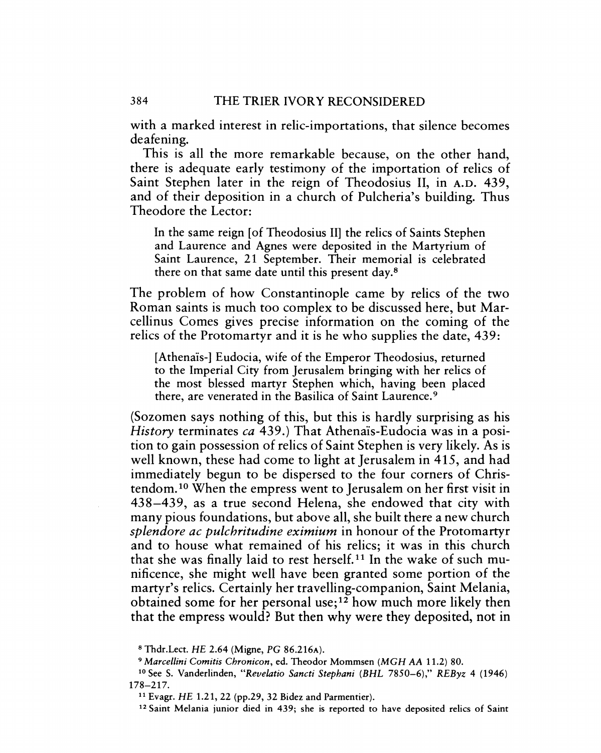with a marked interest in relic-importations, that silence becomes deafening.

This is all the more remarkable because, on the other hand, there is adequate early testimony of the importation of relics of Saint Stephen later in the reign of Theodosius II, in A.D. 439, and of their deposition in a church of Pulcheria's building. Thus Theodore the Lector:

> In the same reign [of Theodosius II] the relics of Saints Stephen and Laurence and Agnes were deposited in the Martyrium of Saint Laurence, 21 September. Their memorial is celebrated there on that same date until this present day.[8]

The problem of how Constantinople came by relics of the two Roman saints is much too complex to be discussed here, but Marcellinus Comes gives precise information on the coming of the relics of the Protomartyr and it is he who supplies the date, 439:

> [Athenaïs-] Eudocia, wife of the Emperor Theodosius, returned to the Imperial City from Jerusalem bringing with her relics of the most blessed martyr Stephen which, having been placed there, are venerated in the Basilica of Saint Laurence.[9]

(Sozomen says nothing of this, but this is hardly surprising as his *History* terminates *ca* 439.) That Athenaïs-Eudocia was in a position to gain possession of relics of Saint Stephen is very likely. As is well known, these had come to light at Jerusalem in 415, and had immediately begun to be dispersed to the four corners of Christendom.[10] When the empress went to Jerusalem on her first visit in 438–439, as a true second Helena, she endowed that city with many pious foundations, but above all, she built there a new church *splendore ac pulchritudine eximium* in honour of the Protomartyr and to house what remained of his relics; it was in this church that she was finally laid to rest herself.[11] In the wake of such munificence, she might well have been granted some portion of the martyr's relics. Certainly her travelling-companion, Saint Melania, obtained some for her personal use;[12] how much more likely then that the empress would? But then why were they deposited, not in

[8] Thdr.Lect. *HE* 2.64 (Migne, *PG* 86.216A).

[9] *Marcellini Comitis Chronicon*, ed. Theodor Mommsen (*MGH AA* 11.2) 80.

[10] See S. Vanderlinden, "*Revelatio Sancti Stephani* (*BHL* 7850–6)," *REByz* 4 (1946) 178–217.

[11] Evagr. *HE* 1.21, 22 (pp.29, 32 Bidez and Parmentier).

[12] Saint Melania junior died in 439; she is reported to have deposited relics of Saint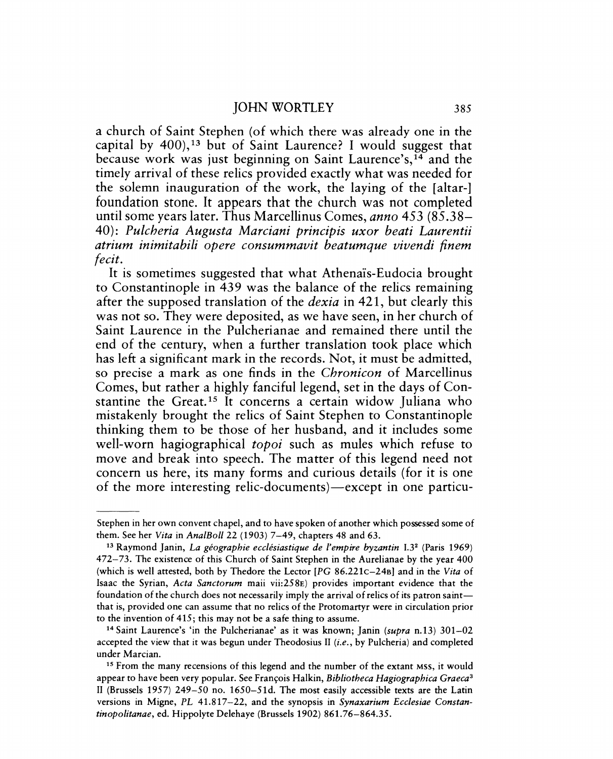a church of Saint Stephen (of which there was already one in the capital by 400),[13] but of Saint Laurence? I would suggest that because work was just beginning on Saint Laurence's,[14] and the timely arrival of these relics provided exactly what was needed for the solemn inauguration of the work, the laying of the [altar-] foundation stone. It appears that the church was not completed until some years later. Thus Marcellinus Comes, *anno* 453 (85.38–40): *Pulcheria Augusta Marciani principis uxor beati Laurentii atrium inimitabili opere consummavit beatumque vivendi finem fecit.*

It is sometimes suggested that what Athenaïs-Eudocia brought to Constantinople in 439 was the balance of the relics remaining after the supposed translation of the *dexia* in 421, but clearly this was not so. They were deposited, as we have seen, in her church of Saint Laurence in the Pulcherianae and remained there until the end of the century, when a further translation took place which has left a significant mark in the records. Not, it must be admitted, so precise a mark as one finds in the *Chronicon* of Marcellinus Comes, but rather a highly fanciful legend, set in the days of Constantine the Great.[15] It concerns a certain widow Juliana who mistakenly brought the relics of Saint Stephen to Constantinople thinking them to be those of her husband, and it includes some well-worn hagiographical *topoi* such as mules which refuse to move and break into speech. The matter of this legend need not concern us here, its many forms and curious details (for it is one of the more interesting relic-documents)—except in one particu-

---

Stephen in her own convent chapel, and to have spoken of another which possessed some of them. See her *Vita* in *AnalBoll* 22 (1903) 7–49, chapters 48 and 63.

[13] Raymond Janin, *La géographie ecclésiastique de l'empire byzantin* I.3[2] (Paris 1969) 472–73. The existence of this Church of Saint Stephen in the Aurelianae by the year 400 (which is well attested, both by Thedore the Lector [*PG* 86.221C–24B] and in the *Vita* of Isaac the Syrian, *Acta Sanctorum* maii vii:258E) provides important evidence that the foundation of the church does not necessarily imply the arrival of relics of its patron saint—that is, provided one can assume that no relics of the Protomartyr were in circulation prior to the invention of 415; this may not be a safe thing to assume.

[14] Saint Laurence's 'in the Pulcherianae' as it was known; Janin (*supra* n.13) 301–02 accepted the view that it was begun under Theodosius II (*i.e.*, by Pulcheria) and completed under Marcian.

[15] From the many recensions of this legend and the number of the extant MSS, it would appear to have been very popular. See François Halkin, *Bibliotheca Hagiographica Graeca*[3] II (Brussels 1957) 249–50 no. 1650–51d. The most easily accessible texts are the Latin versions in Migne, *PL* 41.817–22, and the synopsis in *Synaxarium Ecclesiae Constantinopolitanae*, ed. Hippolyte Delehaye (Brussels 1902) 861.76–864.35.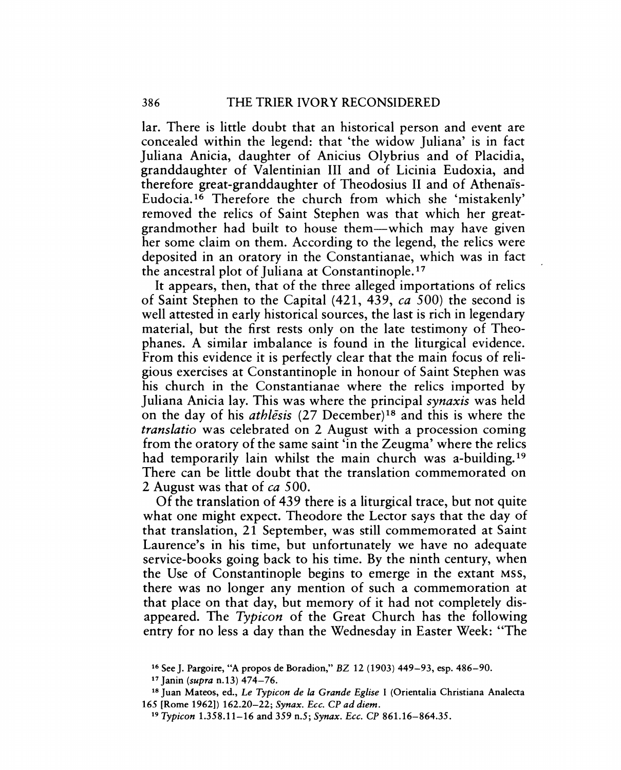lar. There is little doubt that an historical person and event are concealed within the legend: that 'the widow Juliana' is in fact Juliana Anicia, daughter of Anicius Olybrius and of Placidia, granddaughter of Valentinian III and of Licinia Eudoxia, and therefore great-granddaughter of Theodosius II and of Athenaïs-Eudocia.[16] Therefore the church from which she 'mistakenly' removed the relics of Saint Stephen was that which her great-grandmother had built to house them—which may have given her some claim on them. According to the legend, the relics were deposited in an oratory in the Constantianae, which was in fact the ancestral plot of Juliana at Constantinople.[17]

It appears, then, that of the three alleged importations of relics of Saint Stephen to the Capital (421, 439, *ca* 500) the second is well attested in early historical sources, the last is rich in legendary material, but the first rests only on the late testimony of Theophanes. A similar imbalance is found in the liturgical evidence. From this evidence it is perfectly clear that the main focus of religious exercises at Constantinople in honour of Saint Stephen was his church in the Constantianae where the relics imported by Juliana Anicia lay. This was where the principal *synaxis* was held on the day of his *athlēsis* (27 December)[18] and this is where the *translatio* was celebrated on 2 August with a procession coming from the oratory of the same saint 'in the Zeugma' where the relics had temporarily lain whilst the main church was a-building.[19] There can be little doubt that the translation commemorated on 2 August was that of *ca* 500.

Of the translation of 439 there is a liturgical trace, but not quite what one might expect. Theodore the Lector says that the day of that translation, 21 September, was still commemorated at Saint Laurence's in his time, but unfortunately we have no adequate service-books going back to his time. By the ninth century, when the Use of Constantinople begins to emerge in the extant MSS, there was no longer any mention of such a commemoration at that place on that day, but memory of it had not completely disappeared. The *Typicon* of the Great Church has the following entry for no less a day than the Wednesday in Easter Week: "The

[16] See J. Pargoire, "A propos de Boradion," *BZ* 12 (1903) 449–93, esp. 486–90.

[17] Janin (*supra* n.13) 474–76.

[18] Juan Mateos, ed., *Le Typicon de la Grande Eglise* I (Orientalia Christiana Analecta 165 [Rome 1962]) 162.20–22; *Synax. Ecc. CP ad diem.*

[19] *Typicon* 1.358.11–16 and 359 n.5; *Synax. Ecc. CP* 861.16–864.35.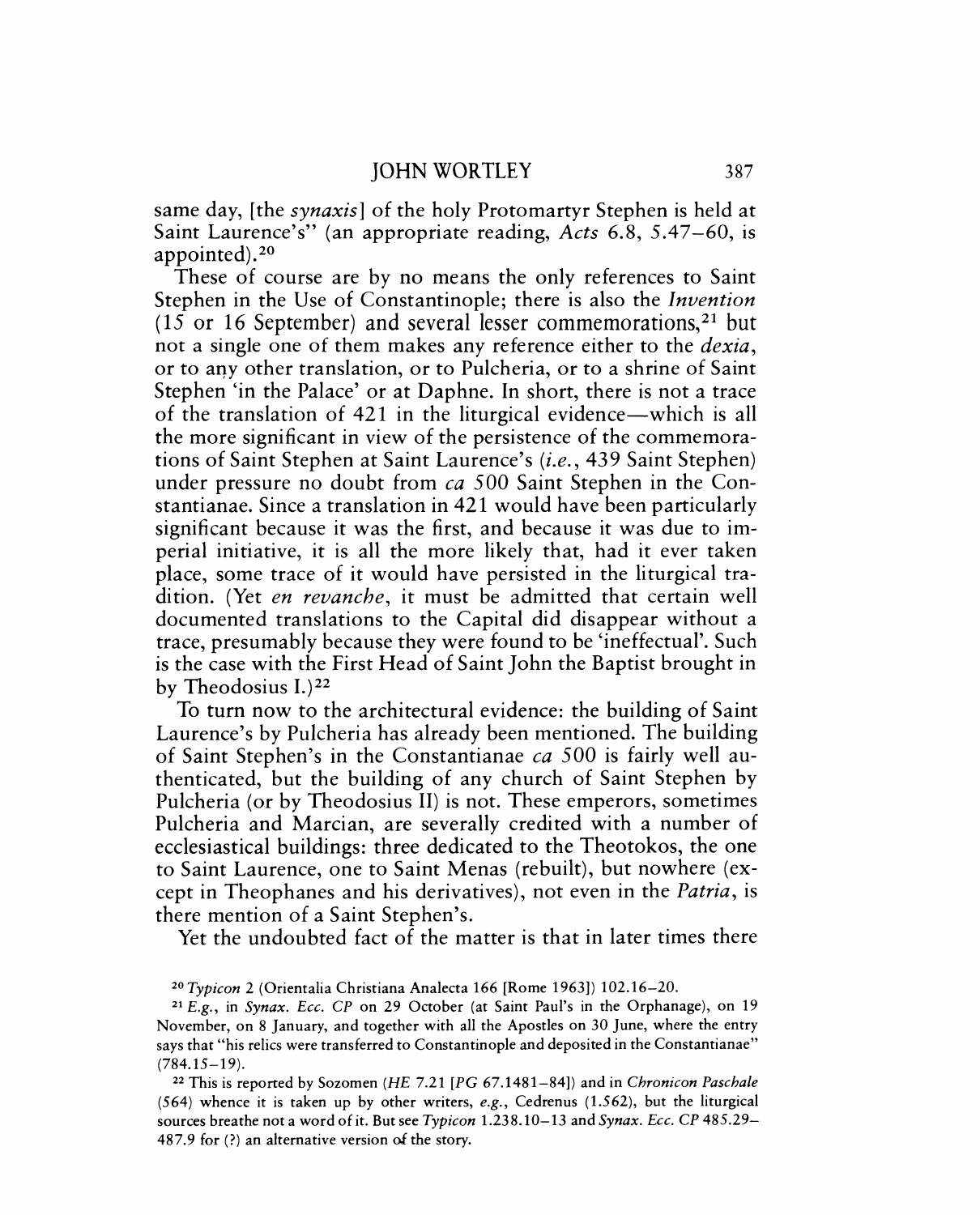same day, [the *synaxis*] of the holy Protomartyr Stephen is held at Saint Laurence's" (an appropriate reading, *Acts* 6.8, 5.47–60, is appointed).[20]

These of course are by no means the only references to Saint Stephen in the Use of Constantinople; there is also the *Invention* (15 or 16 September) and several lesser commemorations,[21] but not a single one of them makes any reference either to the *dexia*, or to any other translation, or to Pulcheria, or to a shrine of Saint Stephen 'in the Palace' or at Daphne. In short, there is not a trace of the translation of 421 in the liturgical evidence—which is all the more significant in view of the persistence of the commemorations of Saint Stephen at Saint Laurence's (*i.e.*, 439 Saint Stephen) under pressure no doubt from *ca* 500 Saint Stephen in the Constantianae. Since a translation in 421 would have been particularly significant because it was the first, and because it was due to imperial initiative, it is all the more likely that, had it ever taken place, some trace of it would have persisted in the liturgical tradition. (Yet *en revanche*, it must be admitted that certain well documented translations to the Capital did disappear without a trace, presumably because they were found to be 'ineffectual'. Such is the case with the First Head of Saint John the Baptist brought in by Theodosius I.)[22]

To turn now to the architectural evidence: the building of Saint Laurence's by Pulcheria has already been mentioned. The building of Saint Stephen's in the Constantianae *ca* 500 is fairly well authenticated, but the building of any church of Saint Stephen by Pulcheria (or by Theodosius II) is not. These emperors, sometimes Pulcheria and Marcian, are severally credited with a number of ecclesiastical buildings: three dedicated to the Theotokos, the one to Saint Laurence, one to Saint Menas (rebuilt), but nowhere (except in Theophanes and his derivatives), not even in the *Patria*, is there mention of a Saint Stephen's.

Yet the undoubted fact of the matter is that in later times there

[20] *Typicon* 2 (Orientalia Christiana Analecta 166 [Rome 1963]) 102.16–20.

[21] *E.g.*, in *Synax. Ecc. CP* on 29 October (at Saint Paul's in the Orphanage), on 19 November, on 8 January, and together with all the Apostles on 30 June, where the entry says that "his relics were transferred to Constantinople and deposited in the Constantianae" (784.15–19).

[22] This is reported by Sozomen (*HE* 7.21 [*PG* 67.1481–84]) and in *Chronicon Paschale* (564) whence it is taken up by other writers, *e.g.*, Cedrenus (1.562), but the liturgical sources breathe not a word of it. But see *Typicon* 1.238.10–13 and *Synax. Ecc. CP* 485.29–487.9 for (?) an alternative version of the story.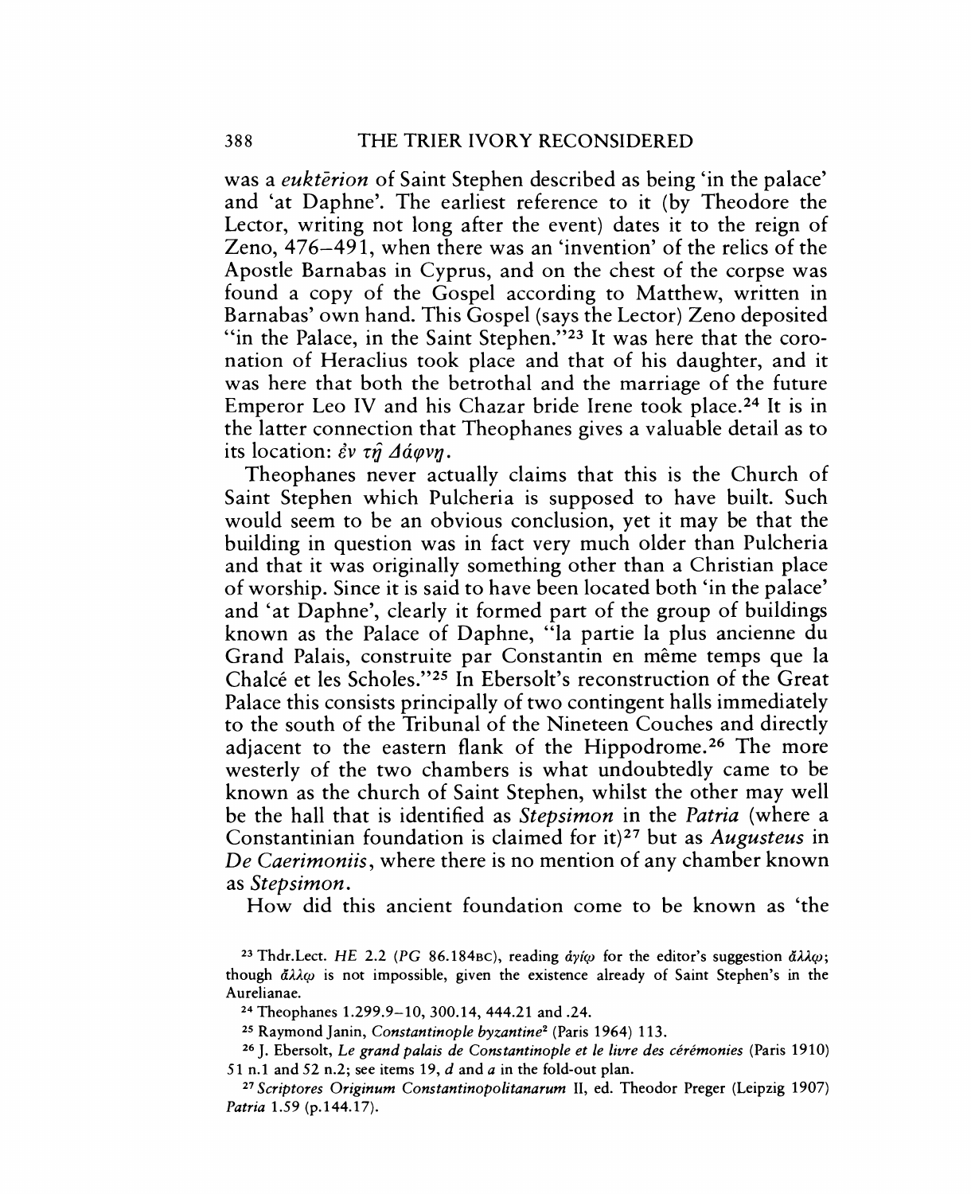was a *euktērion* of Saint Stephen described as being 'in the palace' and 'at Daphne'. The earliest reference to it (by Theodore the Lector, writing not long after the event) dates it to the reign of Zeno, 476–491, when there was an 'invention' of the relics of the Apostle Barnabas in Cyprus, and on the chest of the corpse was found a copy of the Gospel according to Matthew, written in Barnabas' own hand. This Gospel (says the Lector) Zeno deposited "in the Palace, in the Saint Stephen."[23] It was here that the coronation of Heraclius took place and that of his daughter, and it was here that both the betrothal and the marriage of the future Emperor Leo IV and his Chazar bride Irene took place.[24] It is in the latter connection that Theophanes gives a valuable detail as to its location: *ἐν τῇ Δάφνῃ*.

Theophanes never actually claims that this is the Church of Saint Stephen which Pulcheria is supposed to have built. Such would seem to be an obvious conclusion, yet it may be that the building in question was in fact very much older than Pulcheria and that it was originally something other than a Christian place of worship. Since it is said to have been located both 'in the palace' and 'at Daphne', clearly it formed part of the group of buildings known as the Palace of Daphne, "la partie la plus ancienne du Grand Palais, construite par Constantin en même temps que la Chalcé et les Scholes."[25] In Ebersolt's reconstruction of the Great Palace this consists principally of two contingent halls immediately to the south of the Tribunal of the Nineteen Couches and directly adjacent to the eastern flank of the Hippodrome.[26] The more westerly of the two chambers is what undoubtedly came to be known as the church of Saint Stephen, whilst the other may well be the hall that is identified as *Stepsimon* in the *Patria* (where a Constantinian foundation is claimed for it)[27] but as *Augusteus* in *De Caerimoniis*, where there is no mention of any chamber known as *Stepsimon*.

How did this ancient foundation come to be known as 'the

[23] Thdr.Lect. *HE* 2.2 (*PG* 86.184BC), reading *ἁγίῳ* for the editor's suggestion *ἄλλῳ*; though *ἄλλῳ* is not impossible, given the existence already of Saint Stephen's in the Aurelianae.

[24] Theophanes 1.299.9–10, 300.14, 444.21 and .24.

[25] Raymond Janin, *Constantinople byzantine*² (Paris 1964) 113.

[26] J. Ebersolt, *Le grand palais de Constantinople et le livre des cérémonies* (Paris 1910) 51 n.1 and 52 n.2; see items 19, *d* and *a* in the fold-out plan.

[27] *Scriptores Originum Constantinopolitanarum* II, ed. Theodor Preger (Leipzig 1907) *Patria* 1.59 (p.144.17).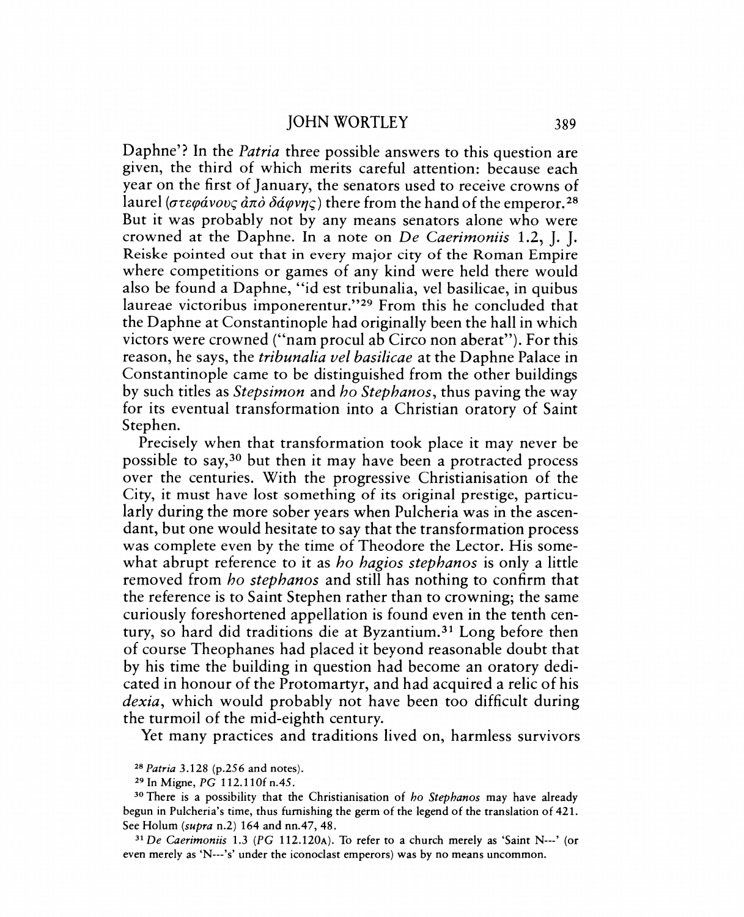Daphne'? In the *Patria* three possible answers to this question are given, the third of which merits careful attention: because each year on the first of January, the senators used to receive crowns of laurel (στεφάνους ἀπὸ δάφνης) there from the hand of the emperor.[28] But it was probably not by any means senators alone who were crowned at the Daphne. In a note on *De Caeremoniis* 1.2, J. J. Reiske pointed out that in every major city of the Roman Empire where competitions or games of any kind were held there would also be found a Daphne, "id est tribunalia, vel basilicae, in quibus laureae victoribus imponerentur."[29] From this he concluded that the Daphne at Constantinople had originally been the hall in which victors were crowned ("nam procul ab Circo non aberat"). For this reason, he says, the *tribunalia vel basilicae* at the Daphne Palace in Constantinople came to be distinguished from the other buildings by such titles as *Stepsimon* and *ho Stephanos*, thus paving the way for its eventual transformation into a Christian oratory of Saint Stephen.

Precisely when that transformation took place it may never be possible to say,[30] but then it may have been a protracted process over the centuries. With the progressive Christianisation of the City, it must have lost something of its original prestige, particularly during the more sober years when Pulcheria was in the ascendant, but one would hesitate to say that the transformation process was complete even by the time of Theodore the Lector. His somewhat abrupt reference to it as *ho hagios stephanos* is only a little removed from *ho stephanos* and still has nothing to confirm that the reference is to Saint Stephen rather than to crowning; the same curiously foreshortened appellation is found even in the tenth century, so hard did traditions die at Byzantium.[31] Long before then of course Theophanes had placed it beyond reasonable doubt that by his time the building in question had become an oratory dedicated in honour of the Protomartyr, and had acquired a relic of his *dexia*, which would probably not have been too difficult during the turmoil of the mid-eighth century.

Yet many practices and traditions lived on, harmless survivors

[28] *Patria* 3.128 (p.256 and notes).

[29] In Migne, *PG* 112.110f n.45.

[30] There is a possibility that the Christianisation of *ho Stephanos* may have already begun in Pulcheria's time, thus furnishing the germ of the legend of the translation of 421. See Holum (*supra* n.2) 164 and nn.47, 48.

[31] *De Caeremoniis* 1.3 (*PG* 112.120A). To refer to a church merely as 'Saint N---' (or even merely as 'N---'s' under the iconoclast emperors) was by no means uncommon.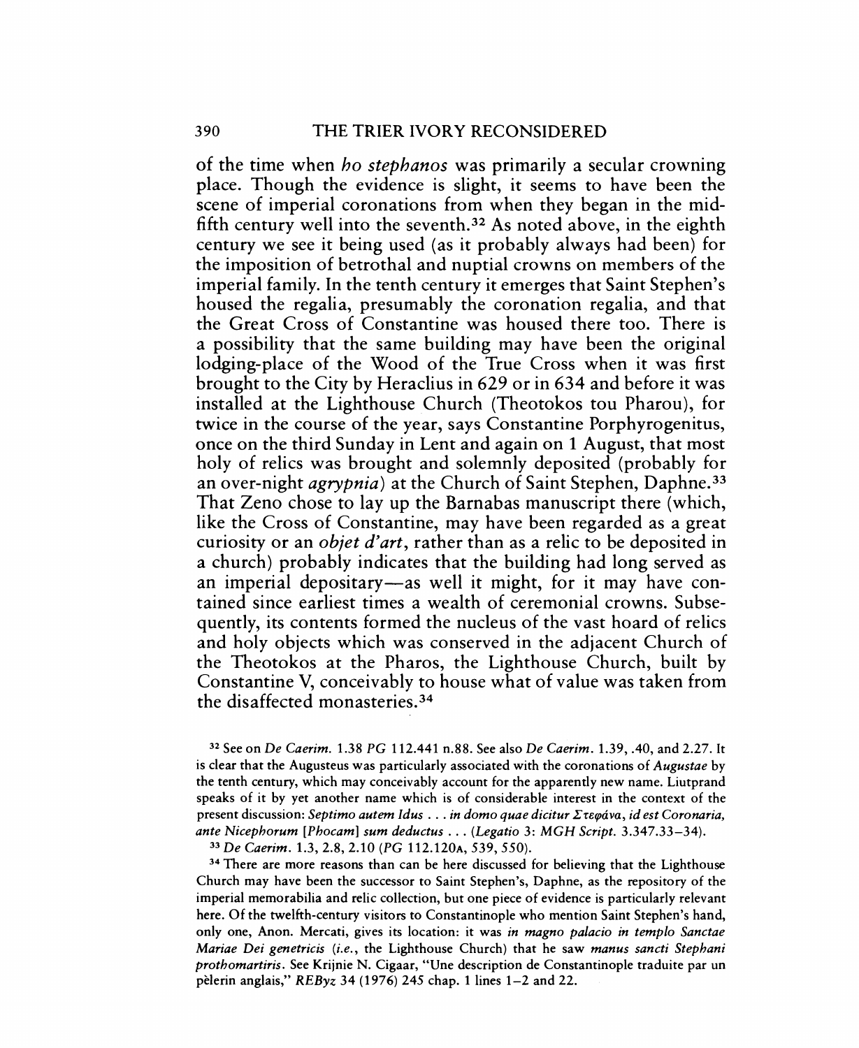of the time when *ho stephanos* was primarily a secular crowning place. Though the evidence is slight, it seems to have been the scene of imperial coronations from when they began in the mid-fifth century well into the seventh.[32] As noted above, in the eighth century we see it being used (as it probably always had been) for the imposition of betrothal and nuptial crowns on members of the imperial family. In the tenth century it emerges that Saint Stephen's housed the regalia, presumably the coronation regalia, and that the Great Cross of Constantine was housed there too. There is a possibility that the same building may have been the original lodging-place of the Wood of the True Cross when it was first brought to the City by Heraclius in 629 or in 634 and before it was installed at the Lighthouse Church (Theotokos tou Pharou), for twice in the course of the year, says Constantine Porphyrogenitus, once on the third Sunday in Lent and again on 1 August, that most holy of relics was brought and solemnly deposited (probably for an over-night *agrypnia*) at the Church of Saint Stephen, Daphne.[33] That Zeno chose to lay up the Barnabas manuscript there (which, like the Cross of Constantine, may have been regarded as a great curiosity or an *objet d'art*, rather than as a relic to be deposited in a church) probably indicates that the building had long served as an imperial depositary—as well it might, for it may have contained since earliest times a wealth of ceremonial crowns. Subsequently, its contents formed the nucleus of the vast hoard of relics and holy objects which was conserved in the adjacent Church of the Theotokos at the Pharos, the Lighthouse Church, built by Constantine V, conceivably to house what of value was taken from the disaffected monasteries.[34]

[32] See on *De Caerim.* 1.38 *PG* 112.441 n.88. See also *De Caerim.* 1.39, .40, and 2.27. It is clear that the Augusteus was particularly associated with the coronations of *Augustae* by the tenth century, which may conceivably account for the apparently new name. Liutprand speaks of it by yet another name which is of considerable interest in the context of the present discussion: *Septimo autem Idus . . . in domo quae dicitur Στεφάνα, id est Coronaria, ante Nicephorum [Phocam] sum deductus . . .* (*Legatio* 3: *MGH Script.* 3.347.33–34).

[33] *De Caerim.* 1.3, 2.8, 2.10 (*PG* 112.120A, 539, 550).

[34] There are more reasons than can be here discussed for believing that the Lighthouse Church may have been the successor to Saint Stephen's, Daphne, as the repository of the imperial memorabilia and relic collection, but one piece of evidence is particularly relevant here. Of the twelfth-century visitors to Constantinople who mention Saint Stephen's hand, only one, Anon. Mercati, gives its location: it was *in magno palacio in templo Sanctae Mariae Dei genetricis* (*i.e.*, the Lighthouse Church) that he saw *manus sancti Stephani prothomartiris*. See Krijnie N. Ciggaar, "Une description de Constantinople traduite par un pèlerin anglais," *REByz* 34 (1976) 245 chap. 1 lines 1–2 and 22.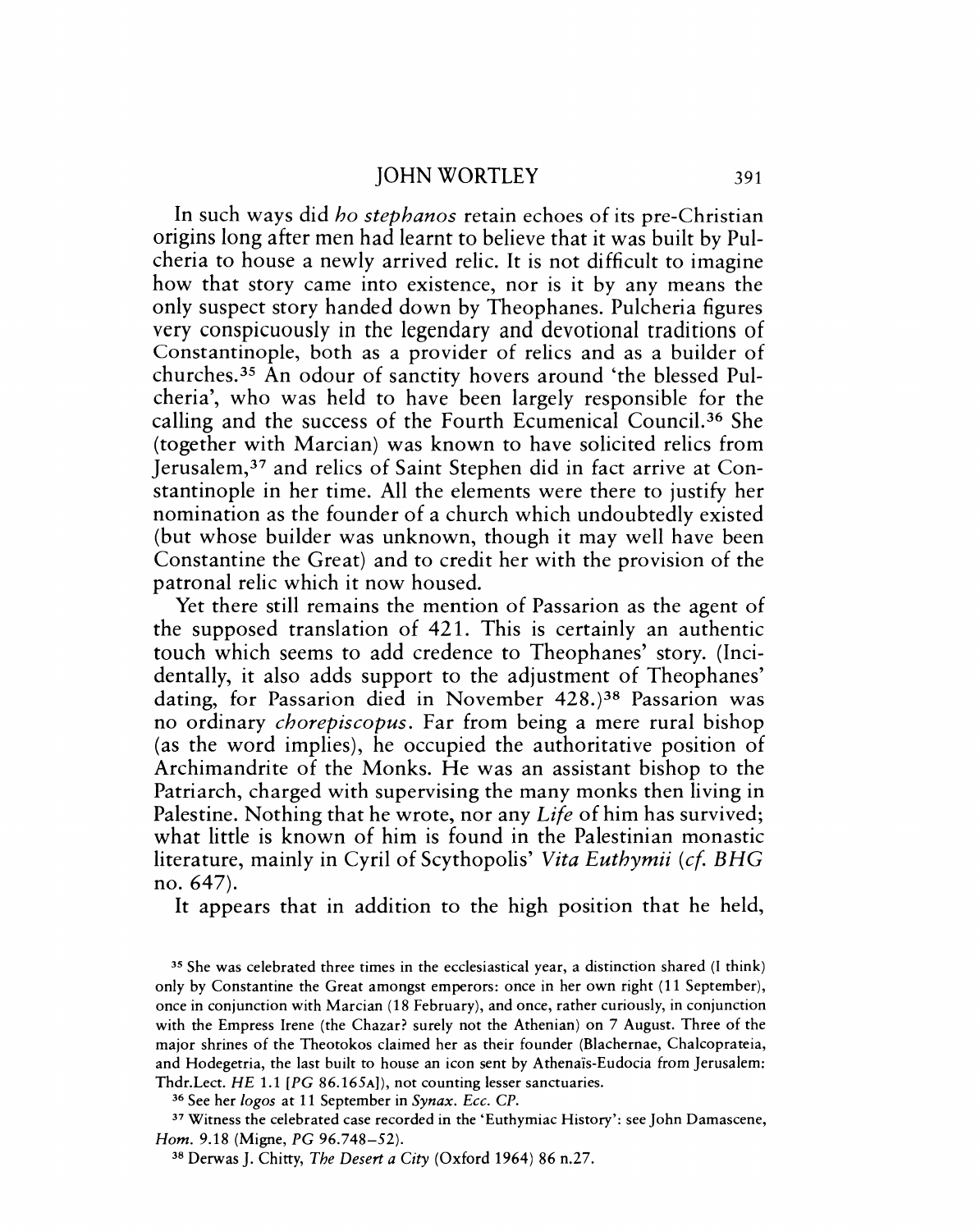In such ways did *ho stephanos* retain echoes of its pre-Christian origins long after men had learnt to believe that it was built by Pulcheria to house a newly arrived relic. It is not difficult to imagine how that story came into existence, nor is it by any means the only suspect story handed down by Theophanes. Pulcheria figures very conspicuously in the legendary and devotional traditions of Constantinople, both as a provider of relics and as a builder of churches.[35] An odour of sanctity hovers around 'the blessed Pulcheria', who was held to have been largely responsible for the calling and the success of the Fourth Ecumenical Council.[36] She (together with Marcian) was known to have solicited relics from Jerusalem,[37] and relics of Saint Stephen did in fact arrive at Constantinople in her time. All the elements were there to justify her nomination as the founder of a church which undoubtedly existed (but whose builder was unknown, though it may well have been Constantine the Great) and to credit her with the provision of the patronal relic which it now housed.

Yet there still remains the mention of Passarion as the agent of the supposed translation of 421. This is certainly an authentic touch which seems to add credence to Theophanes' story. (Incidentally, it also adds support to the adjustment of Theophanes' dating, for Passarion died in November 428.)[38] Passarion was no ordinary *chorepiscopus*. Far from being a mere rural bishop (as the word implies), he occupied the authoritative position of Archimandrite of the Monks. He was an assistant bishop to the Patriarch, charged with supervising the many monks then living in Palestine. Nothing that he wrote, nor any *Life* of him has survived; what little is known of him is found in the Palestinian monastic literature, mainly in Cyril of Scythopolis' *Vita Euthymii* (*cf. BHG* no. 647).

It appears that in addition to the high position that he held,

[35] She was celebrated three times in the ecclesiastical year, a distinction shared (I think) only by Constantine the Great amongst emperors: once in her own right (11 September), once in conjunction with Marcian (18 February), and once, rather curiously, in conjunction with the Empress Irene (the Chazar? surely not the Athenian) on 7 August. Three of the major shrines of the Theotokos claimed her as their founder (Blachernae, Chalcoprateia, and Hodegetria, the last built to house an icon sent by Athenaïs-Eudocia from Jerusalem: Thdr.Lect. *HE* 1.1 [*PG* 86.165A]), not counting lesser sanctuaries.

[36] See her *logos* at 11 September in *Synax. Ecc. CP.*

[37] Witness the celebrated case recorded in the 'Euthymiac History': see John Damascene, *Hom.* 9.18 (Migne, *PG* 96.748–52).

[38] Derwas J. Chitty, *The Desert a City* (Oxford 1964) 86 n.27.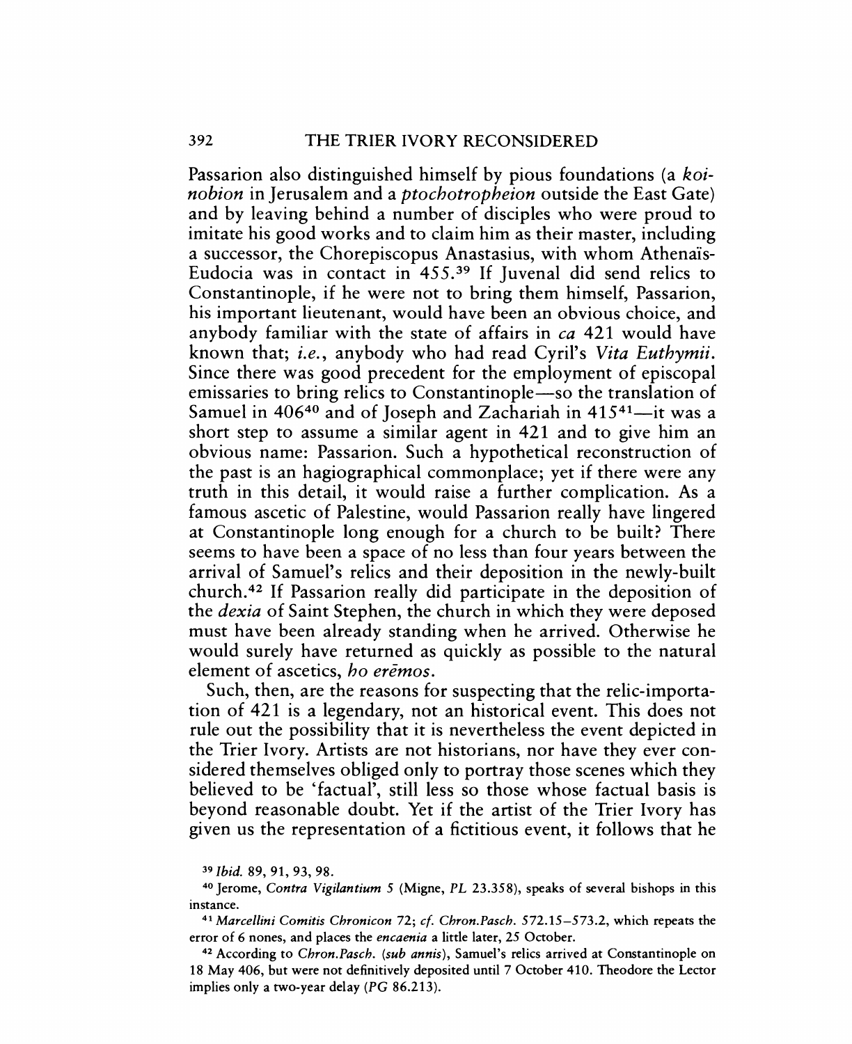Passarion also distinguished himself by pious foundations (a *koinobion* in Jerusalem and a *ptochotropheion* outside the East Gate) and by leaving behind a number of disciples who were proud to imitate his good works and to claim him as their master, including a successor, the Chorepiscopus Anastasius, with whom Athenaïs-Eudocia was in contact in 455.[39] If Juvenal did send relics to Constantinople, if he were not to bring them himself, Passarion, his important lieutenant, would have been an obvious choice, and anybody familiar with the state of affairs in *ca* 421 would have known that; *i.e.*, anybody who had read Cyril's *Vita Euthymii*. Since there was good precedent for the employment of episcopal emissaries to bring relics to Constantinople—so the translation of Samuel in 406[40] and of Joseph and Zachariah in 415[41]—it was a short step to assume a similar agent in 421 and to give him an obvious name: Passarion. Such a hypothetical reconstruction of the past is an hagiographical commonplace; yet if there were any truth in this detail, it would raise a further complication. As a famous ascetic of Palestine, would Passarion really have lingered at Constantinople long enough for a church to be built? There seems to have been a space of no less than four years between the arrival of Samuel's relics and their deposition in the newly-built church.[42] If Passarion really did participate in the deposition of the *dexia* of Saint Stephen, the church in which they were deposed must have been already standing when he arrived. Otherwise he would surely have returned as quickly as possible to the natural element of ascetics, *ho erēmos*.

Such, then, are the reasons for suspecting that the relic-importation of 421 is a legendary, not an historical event. This does not rule out the possibility that it is nevertheless the event depicted in the Trier Ivory. Artists are not historians, nor have they ever considered themselves obliged only to portray those scenes which they believed to be 'factual', still less so those whose factual basis is beyond reasonable doubt. Yet if the artist of the Trier Ivory has given us the representation of a fictitious event, it follows that he

[39] *Ibid.* 89, 91, 93, 98.

[40] Jerome, *Contra Vigilantium* 5 (Migne, *PL* 23.358), speaks of several bishops in this instance.

[41] *Marcellini Comitis Chronicon* 72; *cf. Chron.Pasch.* 572.15–573.2, which repeats the error of 6 nones, and places the *encaenia* a little later, 25 October.

[42] According to *Chron.Pasch.* (*sub annis*), Samuel's relics arrived at Constantinople on 18 May 406, but were not definitively deposited until 7 October 410. Theodore the Lector implies only a two-year delay (*PG* 86.213).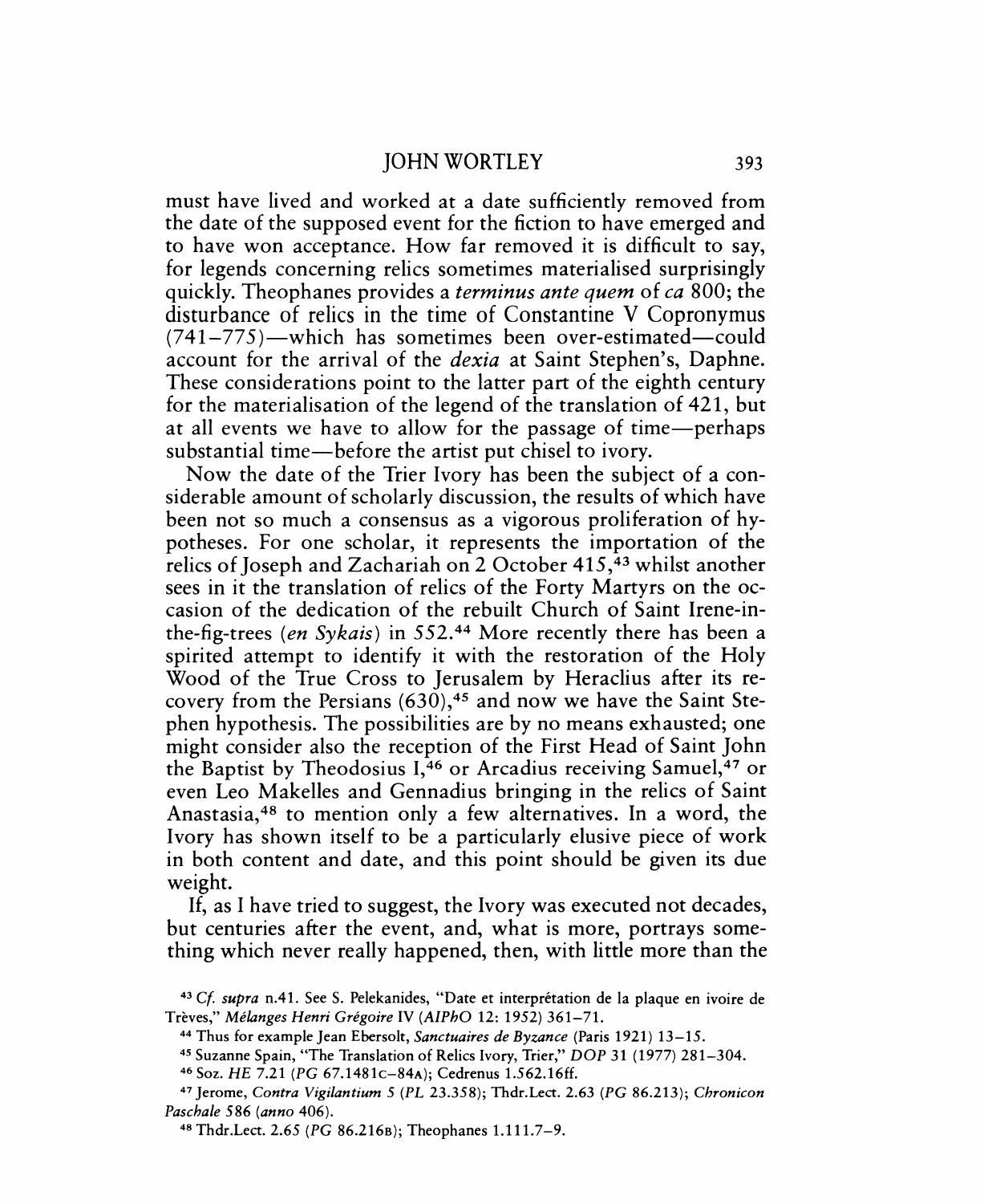must have lived and worked at a date sufficiently removed from the date of the supposed event for the fiction to have emerged and to have won acceptance. How far removed it is difficult to say, for legends concerning relics sometimes materialised surprisingly quickly. Theophanes provides a *terminus ante quem* of *ca* 800; the disturbance of relics in the time of Constantine V Copronymus (741–775)—which has sometimes been over-estimated—could account for the arrival of the *dexia* at Saint Stephen's, Daphne. These considerations point to the latter part of the eighth century for the materialisation of the legend of the translation of 421, but at all events we have to allow for the passage of time—perhaps substantial time—before the artist put chisel to ivory.

Now the date of the Trier Ivory has been the subject of a considerable amount of scholarly discussion, the results of which have been not so much a consensus as a vigorous proliferation of hypotheses. For one scholar, it represents the importation of the relics of Joseph and Zachariah on 2 October 415,[43] whilst another sees in it the translation of relics of the Forty Martyrs on the occasion of the dedication of the rebuilt Church of Saint Irene-in-the-fig-trees (*en Sykais*) in 552.[44] More recently there has been a spirited attempt to identify it with the restoration of the Holy Wood of the True Cross to Jerusalem by Heraclius after its recovery from the Persians (630),[45] and now we have the Saint Stephen hypothesis. The possibilities are by no means exhausted; one might consider also the reception of the First Head of Saint John the Baptist by Theodosius I,[46] or Arcadius receiving Samuel,[47] or even Leo Makelles and Gennadius bringing in the relics of Saint Anastasia,[48] to mention only a few alternatives. In a word, the Ivory has shown itself to be a particularly elusive piece of work in both content and date, and this point should be given its due weight.

If, as I have tried to suggest, the Ivory was executed not decades, but centuries after the event, and, what is more, portrays something which never really happened, then, with little more than the

---

[43] *Cf. supra* n.41. See S. Pelekanides, "Date et interprétation de la plaque en ivoire de Trèves," *Mélanges Henri Grégoire* IV (*AIPhO* 12: 1952) 361–71.

[44] Thus for example Jean Ebersolt, *Sanctuaires de Byzance* (Paris 1921) 13–15.

[45] Suzanne Spain, "The Translation of Relics Ivory, Trier," *DOP* 31 (1977) 281–304.

[46] Soz. *HE* 7.21 (*PG* 67.1481C–84A); Cedrenus 1.562.16ff.

[47] Jerome, *Contra Vigilantium* 5 (*PL* 23.358); Thdr.Lect. 2.63 (*PG* 86.213); *Chronicon Paschale* 586 (*anno* 406).

[48] Thdr.Lect. 2.65 (*PG* 86.216B); Theophanes 1.111.7–9.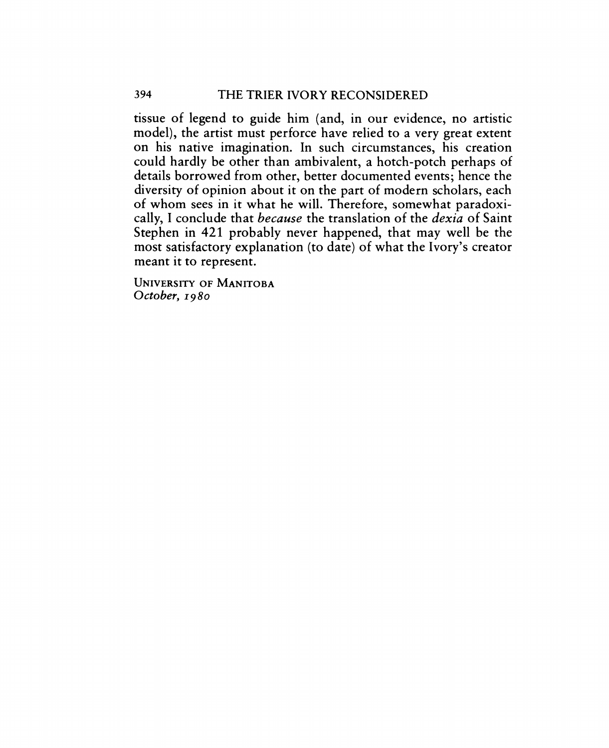tissue of legend to guide him (and, in our evidence, no artistic model), the artist must perforce have relied to a very great extent on his native imagination. In such circumstances, his creation could hardly be other than ambivalent, a hotch-potch perhaps of details borrowed from other, better documented events; hence the diversity of opinion about it on the part of modern scholars, each of whom sees in it what he will. Therefore, somewhat paradoxically, I conclude that *because* the translation of the *dexia* of Saint Stephen in 421 probably never happened, that may well be the most satisfactory explanation (to date) of what the Ivory's creator meant it to represent.

UNIVERSITY OF MANITOBA
*October, 1980*